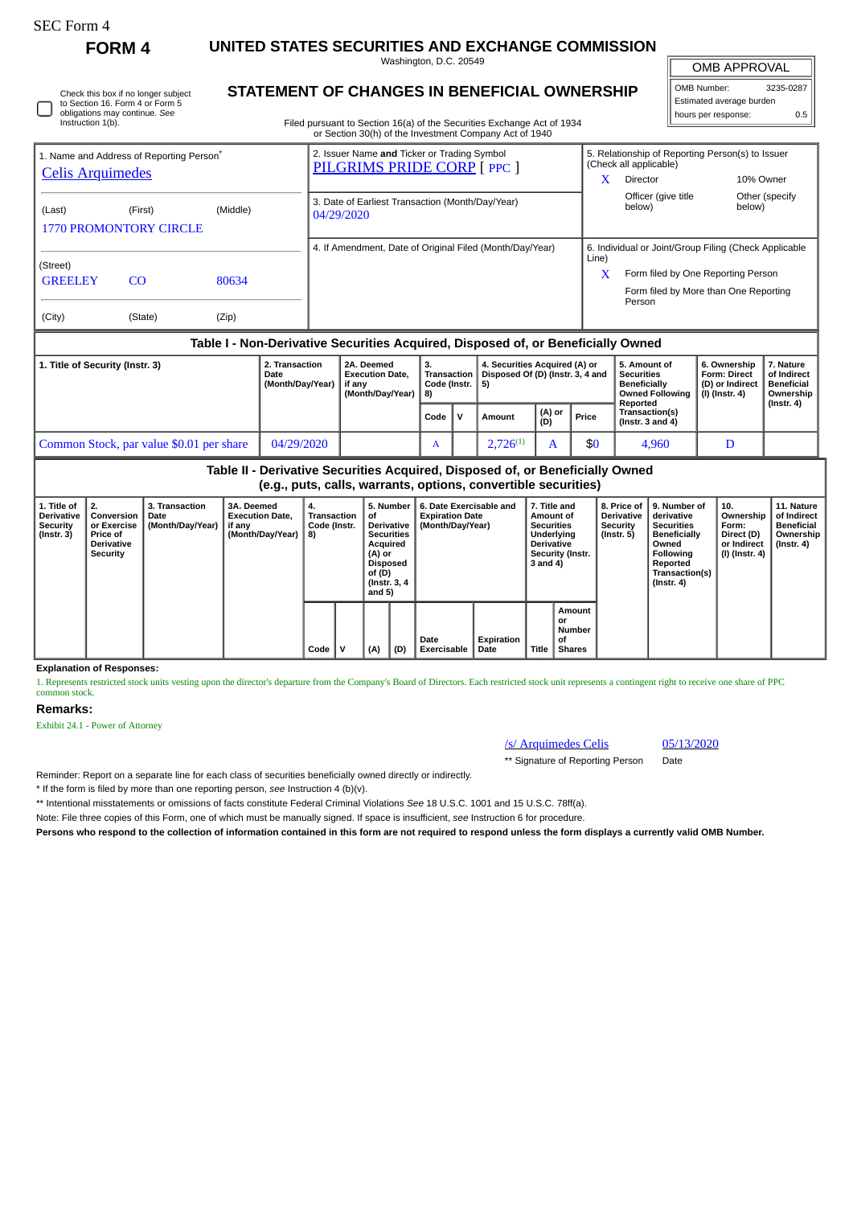SEC Form 4

# FORM 4

## UNITED STATES SECURITIES AND EXCHANGE COMMISSION

Washington, D.C. 20549

| OMB APPROVAL | |
|---|---|
| OMB Number: | 3235-0287 |
| Estimated average burden | |
| hours per response: | 0.5 |

☐ Check this box if no longer subject to Section 16. Form 4 or Form 5 obligations may continue. *See* Instruction 1(b).

## STATEMENT OF CHANGES IN BENEFICIAL OWNERSHIP

Filed pursuant to Section 16(a) of the Securities Exchange Act of 1934 or Section 30(h) of the Investment Company Act of 1940

| 1. Name and Address of Reporting Person* | 2. Issuer Name **and** Ticker or Trading Symbol | 5. Relationship of Reporting Person(s) to Issuer (Check all applicable) |
|---|---|---|
| Celis Arquimedes | PILGRIMS PRIDE CORP [ PPC ] | X Director / 10% Owner / Officer (give title below) / Other (specify below) |
| (Last) (First) (Middle) 1770 PROMONTORY CIRCLE | 3. Date of Earliest Transaction (Month/Day/Year) 04/29/2020 | |
| (Street) GREELEY CO 80634 (City) (State) (Zip) | 4. If Amendment, Date of Original Filed (Month/Day/Year) | 6. Individual or Joint/Group Filing (Check Applicable Line) X Form filed by One Reporting Person / Form filed by More than One Reporting Person |

### Table I - Non-Derivative Securities Acquired, Disposed of, or Beneficially Owned

| 1. Title of Security (Instr. 3) | 2. Transaction Date (Month/Day/Year) | 2A. Deemed Execution Date, if any (Month/Day/Year) | 3. Transaction Code (Instr. 8) | | 4. Securities Acquired (A) or Disposed Of (D) (Instr. 3, 4 and 5) | | | 5. Amount of Securities Beneficially Owned Following Reported Transaction(s) (Instr. 3 and 4) | 6. Ownership Form: Direct (D) or Indirect (I) (Instr. 4) | 7. Nature of Indirect Beneficial Ownership (Instr. 4) |
|---|---|---|---|---|---|---|---|---|---|---|
| | | | Code | V | Amount | (A) or (D) | Price | | | |
| Common Stock, par value $0.01 per share | 04/29/2020 | | A | | 2,726[1] | A | $0 | 4,960 | D | |

### Table II - Derivative Securities Acquired, Disposed of, or Beneficially Owned (e.g., puts, calls, warrants, options, convertible securities)

| 1. Title of Derivative Security (Instr. 3) | 2. Conversion or Exercise Price of Derivative Security | 3. Transaction Date (Month/Day/Year) | 3A. Deemed Execution Date, if any (Month/Day/Year) | 4. Transaction Code (Instr. 8) | | 5. Number of Derivative Securities Acquired (A) or Disposed of (D) (Instr. 3, 4 and 5) | | 6. Date Exercisable and Expiration Date (Month/Day/Year) | | 7. Title and Amount of Securities Underlying Derivative Security (Instr. 3 and 4) | | 8. Price of Derivative Security (Instr. 5) | 9. Number of derivative Securities Beneficially Owned Following Reported Transaction(s) (Instr. 4) | 10. Ownership Form: Direct (D) or Indirect (I) (Instr. 4) | 11. Nature of Indirect Beneficial Ownership (Instr. 4) |
|---|---|---|---|---|---|---|---|---|---|---|---|---|---|---|---|
| | | | | Code | V | (A) | (D) | Date Exercisable | Expiration Date | Title | Amount or Number of Shares | | | | |

**Explanation of Responses:**

1. Represents restricted stock units vesting upon the director's departure from the Company's Board of Directors. Each restricted stock unit represents a contingent right to receive one share of PPC common stock.

**Remarks:**

Exhibit 24.1 - Power of Attorney

/s/ Arquimedes Celis — 05/13/2020

** Signature of Reporting Person — Date

Reminder: Report on a separate line for each class of securities beneficially owned directly or indirectly.

\* If the form is filed by more than one reporting person, *see* Instruction 4 (b)(v).

** Intentional misstatements or omissions of facts constitute Federal Criminal Violations *See* 18 U.S.C. 1001 and 15 U.S.C. 78ff(a).

Note: File three copies of this Form, one of which must be manually signed. If space is insufficient, *see* Instruction 6 for procedure.

**Persons who respond to the collection of information contained in this form are not required to respond unless the form displays a currently valid OMB Number.**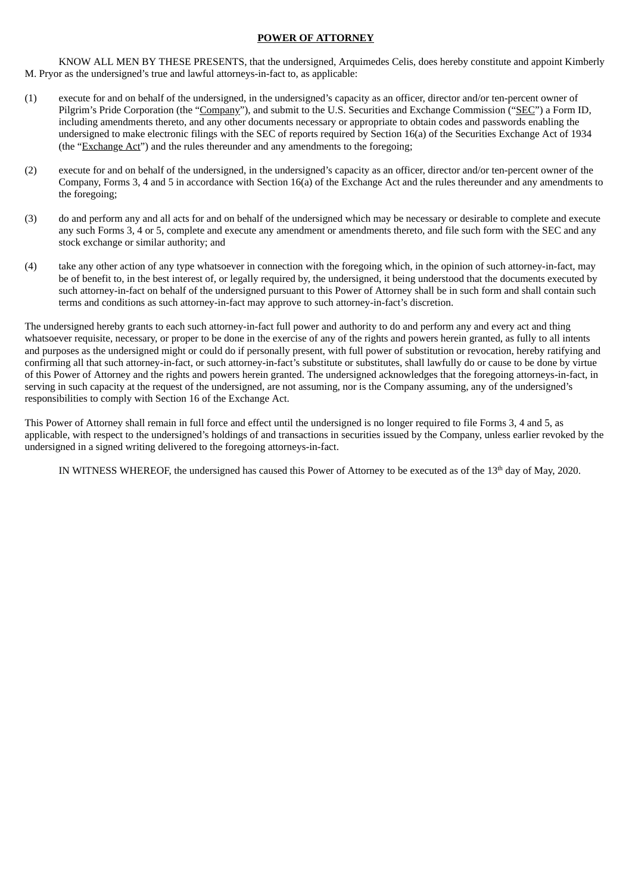**POWER OF ATTORNEY**

KNOW ALL MEN BY THESE PRESENTS, that the undersigned, Arquimedes Celis, does hereby constitute and appoint Kimberly M. Pryor as the undersigned's true and lawful attorneys-in-fact to, as applicable:

(1) execute for and on behalf of the undersigned, in the undersigned's capacity as an officer, director and/or ten-percent owner of Pilgrim's Pride Corporation (the "Company"), and submit to the U.S. Securities and Exchange Commission ("SEC") a Form ID, including amendments thereto, and any other documents necessary or appropriate to obtain codes and passwords enabling the undersigned to make electronic filings with the SEC of reports required by Section 16(a) of the Securities Exchange Act of 1934 (the "Exchange Act") and the rules thereunder and any amendments to the foregoing;

(2) execute for and on behalf of the undersigned, in the undersigned's capacity as an officer, director and/or ten-percent owner of the Company, Forms 3, 4 and 5 in accordance with Section 16(a) of the Exchange Act and the rules thereunder and any amendments to the foregoing;

(3) do and perform any and all acts for and on behalf of the undersigned which may be necessary or desirable to complete and execute any such Forms 3, 4 or 5, complete and execute any amendment or amendments thereto, and file such form with the SEC and any stock exchange or similar authority; and

(4) take any other action of any type whatsoever in connection with the foregoing which, in the opinion of such attorney-in-fact, may be of benefit to, in the best interest of, or legally required by, the undersigned, it being understood that the documents executed by such attorney-in-fact on behalf of the undersigned pursuant to this Power of Attorney shall be in such form and shall contain such terms and conditions as such attorney-in-fact may approve to such attorney-in-fact's discretion.

The undersigned hereby grants to each such attorney-in-fact full power and authority to do and perform any and every act and thing whatsoever requisite, necessary, or proper to be done in the exercise of any of the rights and powers herein granted, as fully to all intents and purposes as the undersigned might or could do if personally present, with full power of substitution or revocation, hereby ratifying and confirming all that such attorney-in-fact, or such attorney-in-fact's substitute or substitutes, shall lawfully do or cause to be done by virtue of this Power of Attorney and the rights and powers herein granted. The undersigned acknowledges that the foregoing attorneys-in-fact, in serving in such capacity at the request of the undersigned, are not assuming, nor is the Company assuming, any of the undersigned's responsibilities to comply with Section 16 of the Exchange Act.

This Power of Attorney shall remain in full force and effect until the undersigned is no longer required to file Forms 3, 4 and 5, as applicable, with respect to the undersigned's holdings of and transactions in securities issued by the Company, unless earlier revoked by the undersigned in a signed writing delivered to the foregoing attorneys-in-fact.

IN WITNESS WHEREOF, the undersigned has caused this Power of Attorney to be executed as of the 13th day of May, 2020.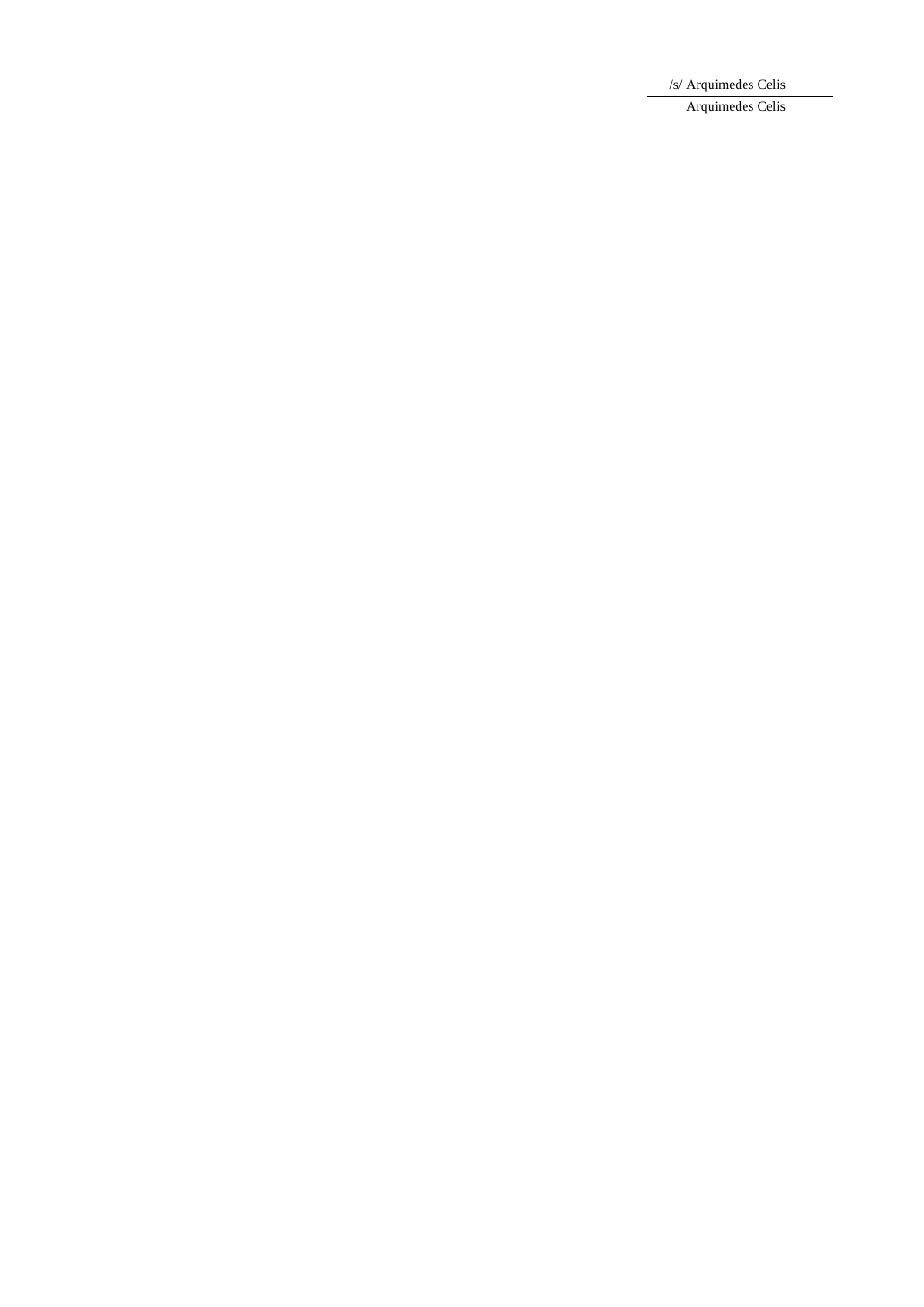/s/ Arquimedes Celis

Arquimedes Celis